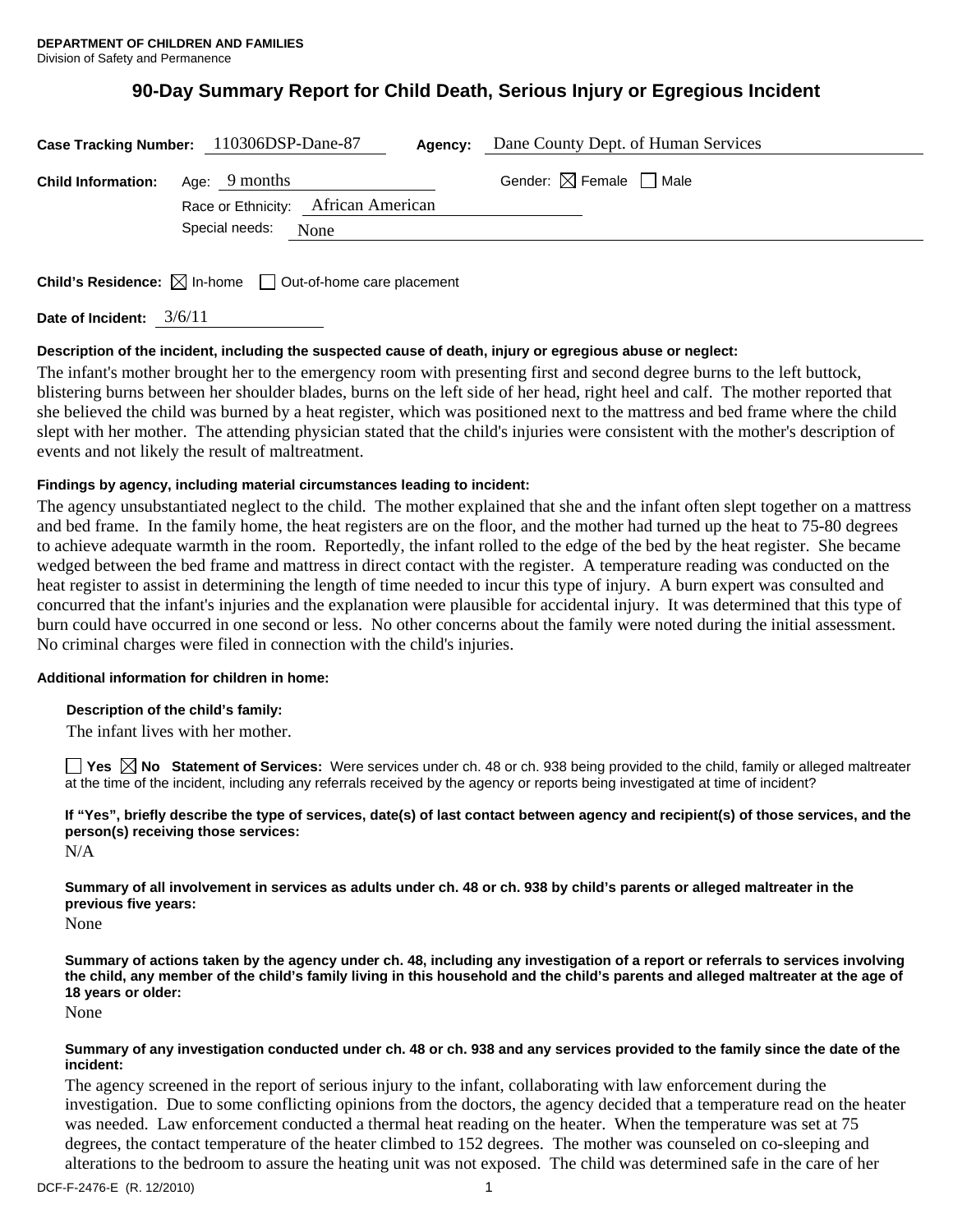**DEPARTMENT OF CHILDREN AND FAMILIES**
Division of Safety and Permanence

# 90-Day Summary Report for Child Death, Serious Injury or Egregious Incident

**Case Tracking Number:** 110306DSP-Dane-87 **Agency:** Dane County Dept. of Human Services

**Child Information:** Age: 9 months Gender: ☒ Female ☐ Male

Race or Ethnicity: African American

Special needs: None

**Child's Residence:** ☒ In-home ☐ Out-of-home care placement

**Date of Incident:** 3/6/11

**Description of the incident, including the suspected cause of death, injury or egregious abuse or neglect:**

The infant's mother brought her to the emergency room with presenting first and second degree burns to the left buttock, blistering burns between her shoulder blades, burns on the left side of her head, right heel and calf. The mother reported that she believed the child was burned by a heat register, which was positioned next to the mattress and bed frame where the child slept with her mother. The attending physician stated that the child's injuries were consistent with the mother's description of events and not likely the result of maltreatment.

**Findings by agency, including material circumstances leading to incident:**

The agency unsubstantiated neglect to the child. The mother explained that she and the infant often slept together on a mattress and bed frame. In the family home, the heat registers are on the floor, and the mother had turned up the heat to 75-80 degrees to achieve adequate warmth in the room. Reportedly, the infant rolled to the edge of the bed by the heat register. She became wedged between the bed frame and mattress in direct contact with the register. A temperature reading was conducted on the heat register to assist in determining the length of time needed to incur this type of injury. A burn expert was consulted and concurred that the infant's injuries and the explanation were plausible for accidental injury. It was determined that this type of burn could have occurred in one second or less. No other concerns about the family were noted during the initial assessment. No criminal charges were filed in connection with the child's injuries.

**Additional information for children in home:**

**Description of the child's family:**

The infant lives with her mother.

☐ **Yes** ☒ **No** **Statement of Services:** Were services under ch. 48 or ch. 938 being provided to the child, family or alleged maltreater at the time of the incident, including any referrals received by the agency or reports being investigated at time of incident?

**If "Yes", briefly describe the type of services, date(s) of last contact between agency and recipient(s) of those services, and the person(s) receiving those services:**

N/A

**Summary of all involvement in services as adults under ch. 48 or ch. 938 by child's parents or alleged maltreater in the previous five years:**

None

**Summary of actions taken by the agency under ch. 48, including any investigation of a report or referrals to services involving the child, any member of the child's family living in this household and the child's parents and alleged maltreater at the age of 18 years or older:**

None

**Summary of any investigation conducted under ch. 48 or ch. 938 and any services provided to the family since the date of the incident:**

The agency screened in the report of serious injury to the infant, collaborating with law enforcement during the investigation. Due to some conflicting opinions from the doctors, the agency decided that a temperature read on the heater was needed. Law enforcement conducted a thermal heat reading on the heater. When the temperature was set at 75 degrees, the contact temperature of the heater climbed to 152 degrees. The mother was counseled on co-sleeping and alterations to the bedroom to assure the heating unit was not exposed. The child was determined safe in the care of her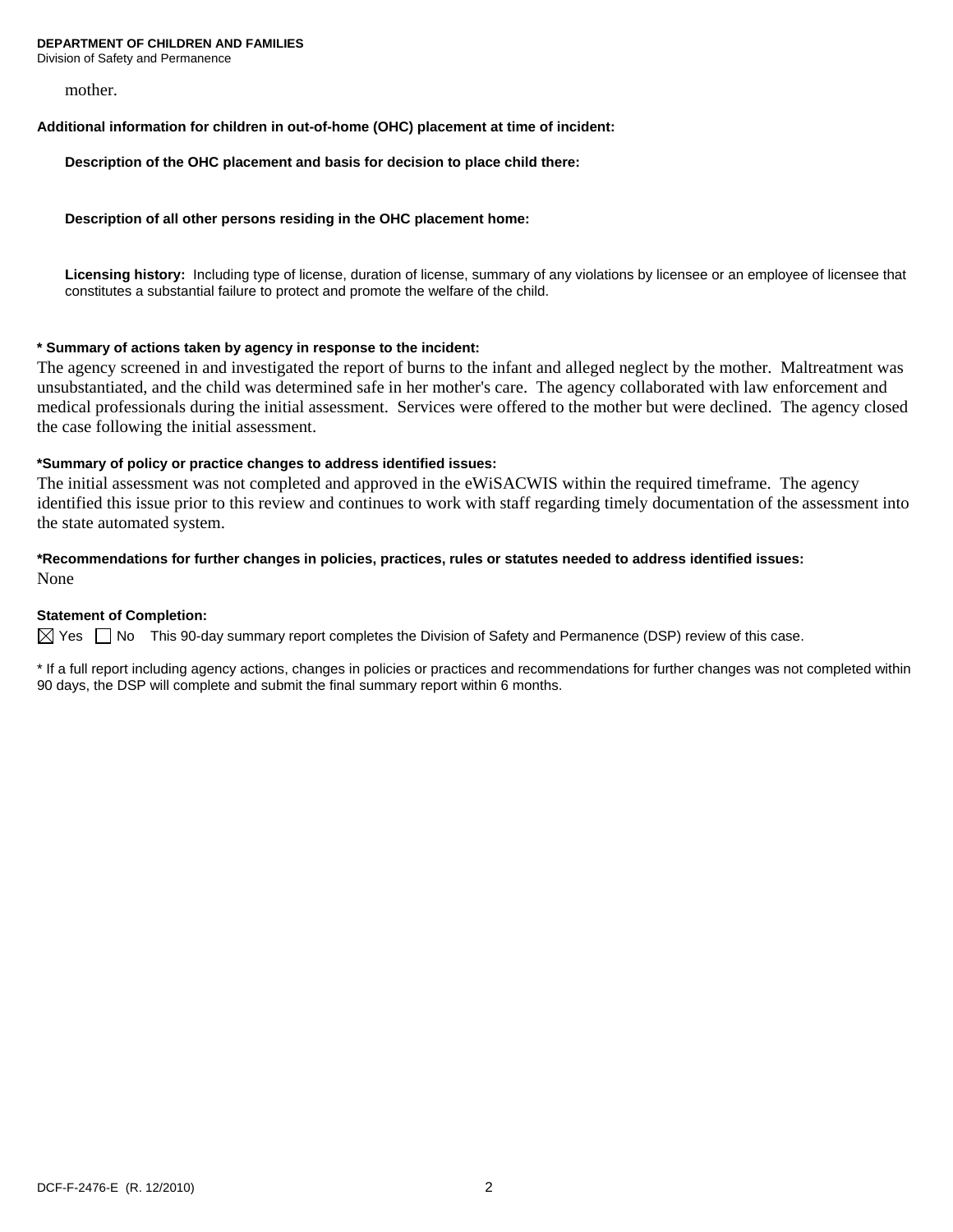mother.

**Additional information for children in out-of-home (OHC) placement at time of incident:**

**Description of the OHC placement and basis for decision to place child there:**

**Description of all other persons residing in the OHC placement home:**

**Licensing history:** Including type of license, duration of license, summary of any violations by licensee or an employee of licensee that constitutes a substantial failure to protect and promote the welfare of the child.

**\* Summary of actions taken by agency in response to the incident:**

The agency screened in and investigated the report of burns to the infant and alleged neglect by the mother. Maltreatment was unsubstantiated, and the child was determined safe in her mother's care. The agency collaborated with law enforcement and medical professionals during the initial assessment. Services were offered to the mother but were declined. The agency closed the case following the initial assessment.

**\*Summary of policy or practice changes to address identified issues:**

The initial assessment was not completed and approved in the eWiSACWIS within the required timeframe. The agency identified this issue prior to this review and continues to work with staff regarding timely documentation of the assessment into the state automated system.

**\*Recommendations for further changes in policies, practices, rules or statutes needed to address identified issues:**

None

**Statement of Completion:**

☒ Yes ☐ No This 90-day summary report completes the Division of Safety and Permanence (DSP) review of this case.

\* If a full report including agency actions, changes in policies or practices and recommendations for further changes was not completed within 90 days, the DSP will complete and submit the final summary report within 6 months.

DCF-F-2476-E (R. 12/2010)